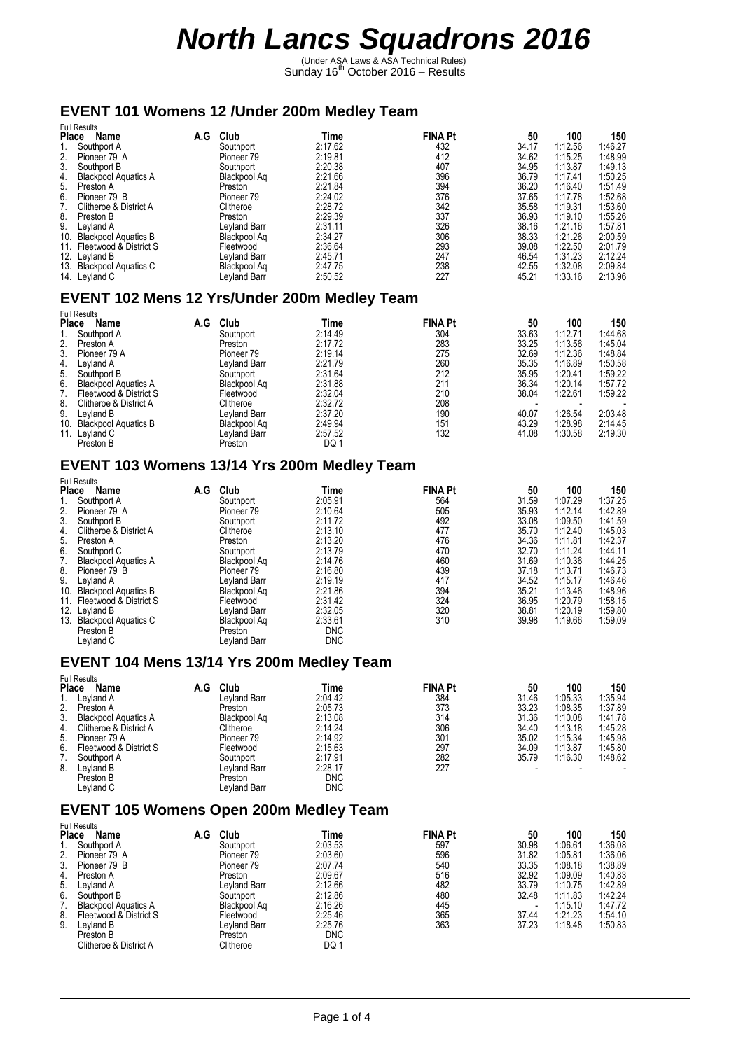# North Lancs Squadrons 2016

(Under ASA Laws & ASA Technical Rules)
Sunday 16th October 2016 – Results

## EVENT 101 Womens 12 /Under 200m Medley Team

Full Results

| Place | Name | A.G | Club | Time | FINA Pt | 50 | 100 | 150 |
|---|---|---|---|---|---|---|---|---|
| 1. | Southport A | | Southport | 2:17.62 | 432 | 34.17 | 1:12.56 | 1:46.27 |
| 2. | Pioneer 79 A | | Pioneer 79 | 2:19.81 | 412 | 34.62 | 1:15.25 | 1:48.99 |
| 3. | Southport B | | Southport | 2:20.38 | 407 | 34.95 | 1:13.87 | 1:49.13 |
| 4. | Blackpool Aquatics A | | Blackpool Aq | 2:21.66 | 396 | 36.79 | 1:17.41 | 1:50.25 |
| 5. | Preston A | | Preston | 2:21.84 | 394 | 36.20 | 1:16.40 | 1:51.49 |
| 6. | Pioneer 79 B | | Pioneer 79 | 2:24.02 | 376 | 37.65 | 1:17.78 | 1:52.68 |
| 7. | Clitheroe & District A | | Clitheroe | 2:28.72 | 342 | 35.58 | 1:19.31 | 1:53.60 |
| 8. | Preston B | | Preston | 2:29.39 | 337 | 36.93 | 1:19.10 | 1:55.26 |
| 9. | Leyland A | | Leyland Barr | 2:31.11 | 326 | 38.16 | 1:21.16 | 1:57.81 |
| 10. | Blackpool Aquatics B | | Blackpool Aq | 2:34.27 | 306 | 38.33 | 1:21.26 | 2:00.59 |
| 11. | Fleetwood & District S | | Fleetwood | 2:36.64 | 293 | 39.08 | 1:22.50 | 2:01.79 |
| 12. | Leyland B | | Leyland Barr | 2:45.71 | 247 | 46.54 | 1:31.23 | 2:12.24 |
| 13. | Blackpool Aquatics C | | Blackpool Aq | 2:47.75 | 238 | 42.55 | 1:32.08 | 2:09.84 |
| 14. | Leyland C | | Leyland Barr | 2:50.52 | 227 | 45.21 | 1:33.16 | 2:13.96 |

## EVENT 102 Mens 12 Yrs/Under 200m Medley Team

Full Results

| Place | Name | A.G | Club | Time | FINA Pt | 50 | 100 | 150 |
|---|---|---|---|---|---|---|---|---|
| 1. | Southport A | | Southport | 2:14.49 | 304 | 33.63 | 1:12.71 | 1:44.68 |
| 2. | Preston A | | Preston | 2:17.72 | 283 | 33.25 | 1:13.56 | 1:45.04 |
| 3. | Pioneer 79 A | | Pioneer 79 | 2:19.14 | 275 | 32.69 | 1:12.36 | 1:48.84 |
| 4. | Leyland A | | Leyland Barr | 2:21.79 | 260 | 35.35 | 1:16.89 | 1:50.58 |
| 5. | Southport B | | Southport | 2:31.64 | 212 | 35.95 | 1:20.41 | 1:59.22 |
| 6. | Blackpool Aquatics A | | Blackpool Aq | 2:31.88 | 211 | 36.34 | 1:20.14 | 1:57.72 |
| 7. | Fleetwood & District S | | Fleetwood | 2:32.04 | 210 | 38.04 | 1:22.61 | 1:59.22 |
| 8. | Clitheroe & District A | | Clitheroe | 2:32.72 | 208 | - | - | - |
| 9. | Leyland B | | Leyland Barr | 2:37.20 | 190 | 40.07 | 1:26.54 | 2:03.48 |
| 10. | Blackpool Aquatics B | | Blackpool Aq | 2:49.94 | 151 | 43.29 | 1:28.98 | 2:14.45 |
| 11. | Leyland C | | Leyland Barr | 2:57.52 | 132 | 41.08 | 1:30.58 | 2:19.30 |
| | Preston B | | Preston | DQ 1 | | | | |

## EVENT 103 Womens 13/14 Yrs 200m Medley Team

Full Results

| Place | Name | A.G | Club | Time | FINA Pt | 50 | 100 | 150 |
|---|---|---|---|---|---|---|---|---|
| 1. | Southport A | | Southport | 2:05.91 | 564 | 31.59 | 1:07.29 | 1:37.25 |
| 2. | Pioneer 79 A | | Pioneer 79 | 2:10.64 | 505 | 35.93 | 1:12.14 | 1:42.89 |
| 3. | Southport B | | Southport | 2:11.72 | 492 | 33.08 | 1:09.50 | 1:41.59 |
| 4. | Clitheroe & District A | | Clitheroe | 2:13.10 | 477 | 35.70 | 1:12.40 | 1:45.03 |
| 5. | Preston A | | Preston | 2:13.20 | 476 | 34.36 | 1:11.81 | 1:42.37 |
| 6. | Southport C | | Southport | 2:13.79 | 470 | 32.70 | 1:11.24 | 1:44.11 |
| 7. | Blackpool Aquatics A | | Blackpool Aq | 2:14.76 | 460 | 31.69 | 1:10.36 | 1:44.25 |
| 8. | Pioneer 79 B | | Pioneer 79 | 2:16.80 | 439 | 37.18 | 1:13.71 | 1:46.73 |
| 9. | Leyland A | | Leyland Barr | 2:19.19 | 417 | 34.52 | 1:15.17 | 1:46.46 |
| 10. | Blackpool Aquatics B | | Blackpool Aq | 2:21.86 | 394 | 35.21 | 1:13.46 | 1:48.96 |
| 11. | Fleetwood & District S | | Fleetwood | 2:31.42 | 324 | 36.95 | 1:20.79 | 1:58.15 |
| 12. | Leyland B | | Leyland Barr | 2:32.05 | 320 | 38.81 | 1:20.19 | 1:59.80 |
| 13. | Blackpool Aquatics C | | Blackpool Aq | 2:33.61 | 310 | 39.98 | 1:19.66 | 1:59.09 |
| | Preston B | | Preston | DNC | | | | |
| | Leyland C | | Leyland Barr | DNC | | | | |

## EVENT 104 Mens 13/14 Yrs 200m Medley Team

Full Results

| Place | Name | A.G | Club | Time | FINA Pt | 50 | 100 | 150 |
|---|---|---|---|---|---|---|---|---|
| 1. | Leyland A | | Leyland Barr | 2:04.42 | 384 | 31.46 | 1:05.33 | 1:35.94 |
| 2. | Preston A | | Preston | 2:05.73 | 373 | 33.23 | 1:08.35 | 1:37.89 |
| 3. | Blackpool Aquatics A | | Blackpool Aq | 2:13.08 | 314 | 31.36 | 1:10.08 | 1:41.78 |
| 4. | Clitheroe & District A | | Clitheroe | 2:14.24 | 306 | 34.40 | 1:13.18 | 1:45.28 |
| 5. | Pioneer 79 A | | Pioneer 79 | 2:14.92 | 301 | 35.02 | 1:15.34 | 1:45.98 |
| 6. | Fleetwood & District S | | Fleetwood | 2:15.63 | 297 | 34.09 | 1:13.87 | 1:45.80 |
| 7. | Southport A | | Southport | 2:17.91 | 282 | 35.79 | 1:16.30 | 1:48.62 |
| 8. | Leyland B | | Leyland Barr | 2:28.17 | 227 | - | - | - |
| | Preston B | | Preston | DNC | | | | |
| | Leyland C | | Leyland Barr | DNC | | | | |

## EVENT 105 Womens Open 200m Medley Team

Full Results

| Place | Name | A.G | Club | Time | FINA Pt | 50 | 100 | 150 |
|---|---|---|---|---|---|---|---|---|
| 1. | Southport A | | Southport | 2:03.53 | 597 | 30.98 | 1:06.61 | 1:36.08 |
| 2. | Pioneer 79 A | | Pioneer 79 | 2:03.60 | 596 | 31.82 | 1:05.81 | 1:36.06 |
| 3. | Pioneer 79 B | | Pioneer 79 | 2:07.74 | 540 | 33.35 | 1:08.18 | 1:38.89 |
| 4. | Preston A | | Preston | 2:09.67 | 516 | 32.92 | 1:09.09 | 1:40.83 |
| 5. | Leyland A | | Leyland Barr | 2:12.66 | 482 | 33.79 | 1:10.75 | 1:42.89 |
| 6. | Southport B | | Southport | 2:12.86 | 480 | 32.48 | 1:11.83 | 1:42.24 |
| 7. | Blackpool Aquatics A | | Blackpool Aq | 2:16.26 | 445 | - | 1:15.10 | 1:47.72 |
| 8. | Fleetwood & District S | | Fleetwood | 2:25.46 | 365 | 37.44 | 1:21.23 | 1:54.10 |
| 9. | Leyland B | | Leyland Barr | 2:25.76 | 363 | 37.23 | 1:18.48 | 1:50.83 |
| | Preston B | | Preston | DNC | | | | |
| | Clitheroe & District A | | Clitheroe | DQ 1 | | | | |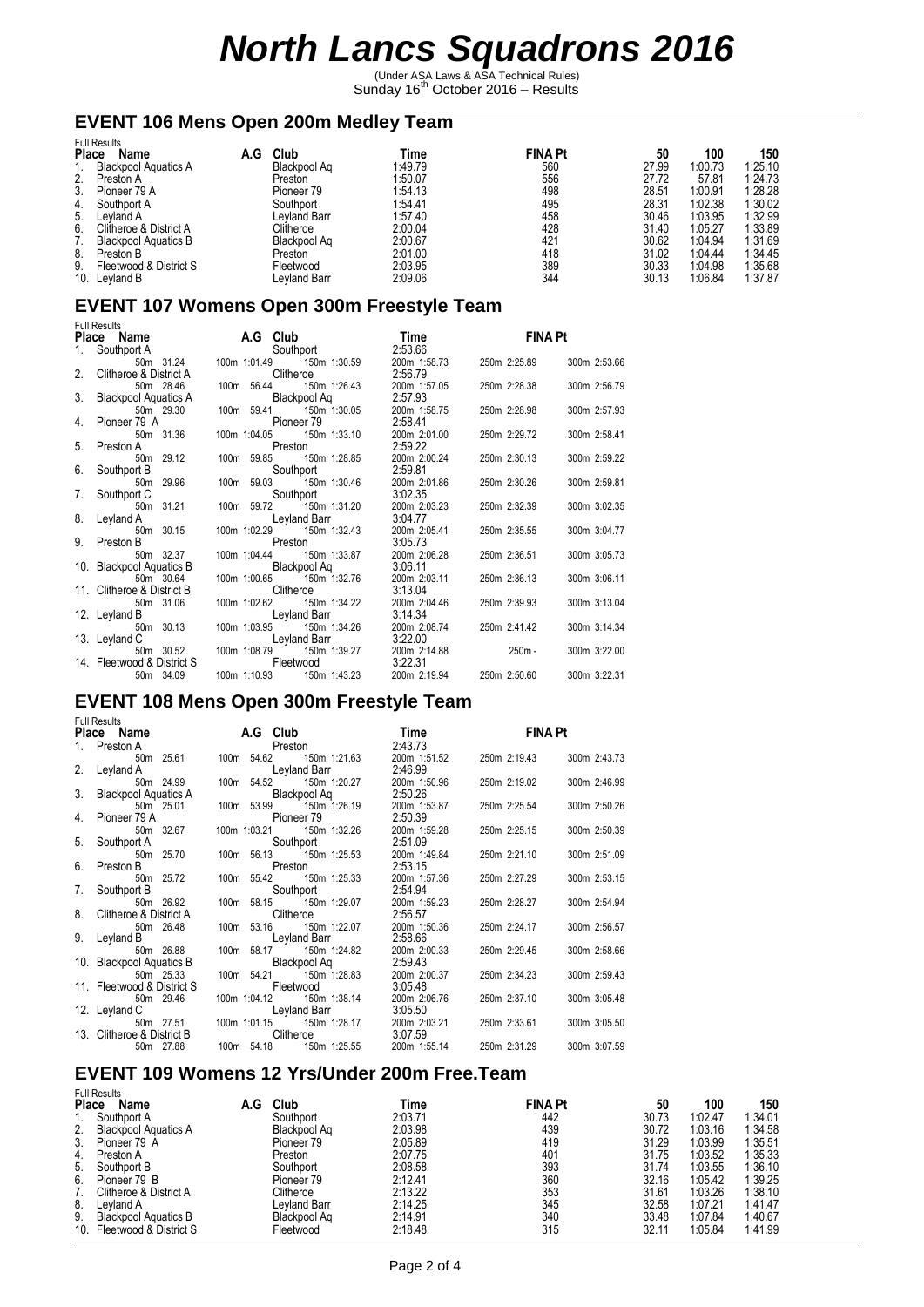# North Lancs Squadrons 2016

(Under ASA Laws & ASA Technical Rules)
Sunday 16th October 2016 – Results

## EVENT 106 Mens Open 200m Medley Team

Full Results

| Place | Name | A.G | Club | Time | FINA Pt | 50 | 100 | 150 |
|---|---|---|---|---|---|---|---|---|
| 1. | Blackpool Aquatics A | | Blackpool Aq | 1:49.79 | 560 | 27.99 | 1:00.73 | 1:25.10 |
| 2. | Preston A | | Preston | 1:50.07 | 556 | 27.72 | 57.81 | 1:24.73 |
| 3. | Pioneer 79 A | | Pioneer 79 | 1:54.13 | 498 | 28.51 | 1:00.91 | 1:28.28 |
| 4. | Southport A | | Southport | 1:54.41 | 495 | 28.31 | 1:02.38 | 1:30.02 |
| 5. | Leyland A | | Leyland Barr | 1:57.40 | 458 | 30.46 | 1:03.95 | 1:32.99 |
| 6. | Clitheroe & District A | | Clitheroe | 2:00.04 | 428 | 31.40 | 1:05.27 | 1:33.89 |
| 7. | Blackpool Aquatics B | | Blackpool Aq | 2:00.67 | 421 | 30.62 | 1:04.94 | 1:31.69 |
| 8. | Preston B | | Preston | 2:01.00 | 418 | 31.02 | 1:04.44 | 1:34.45 |
| 9. | Fleetwood & District S | | Fleetwood | 2:03.95 | 389 | 30.33 | 1:04.98 | 1:35.68 |
| 10. | Leyland B | | Leyland Barr | 2:09.06 | 344 | 30.13 | 1:06.84 | 1:37.87 |

## EVENT 107 Womens Open 300m Freestyle Team

Full Results

| Place | Name | A.G | Club | Time | FINA Pt |
|---|---|---|---|---|---|
| 1. | Southport A | | Southport | 2:53.66 | |
| | 50m 31.24 | 100m 1:01.49 | 150m 1:30.59 | 200m 1:58.73 | 250m 2:25.89 | 300m 2:53.66 |
| 2. | Clitheroe & District A | | Clitheroe | 2:56.79 | |
| | 50m 28.46 | 100m 56.44 | 150m 1:26.43 | 200m 1:57.05 | 250m 2:28.38 | 300m 2:56.79 |
| 3. | Blackpool Aquatics A | | Blackpool Aq | 2:57.93 | |
| | 50m 29.30 | 100m 59.41 | 150m 1:30.05 | 200m 1:58.75 | 250m 2:28.98 | 300m 2:57.93 |
| 4. | Pioneer 79 A | | Pioneer 79 | 2:58.41 | |
| | 50m 31.36 | 100m 1:04.05 | 150m 1:33.10 | 200m 2:01.00 | 250m 2:29.72 | 300m 2:58.41 |
| 5. | Preston A | | Preston | 2:59.22 | |
| | 50m 29.12 | 100m 59.85 | 150m 1:28.85 | 200m 2:00.24 | 250m 2:30.13 | 300m 2:59.22 |
| 6. | Southport B | | Southport | 2:59.81 | |
| | 50m 29.96 | 100m 59.03 | 150m 1:30.46 | 200m 2:01.86 | 250m 2:30.26 | 300m 2:59.81 |
| 7. | Southport C | | Southport | 3:02.35 | |
| | 50m 31.21 | 100m 59.72 | 150m 1:31.20 | 200m 2:03.23 | 250m 2:32.39 | 300m 3:02.35 |
| 8. | Leyland A | | Leyland Barr | 3:04.77 | |
| | 50m 30.15 | 100m 1:02.29 | 150m 1:32.43 | 200m 2:05.41 | 250m 2:35.55 | 300m 3:04.77 |
| 9. | Preston B | | Preston | 3:05.73 | |
| | 50m 32.37 | 100m 1:04.44 | 150m 1:33.87 | 200m 2:06.28 | 250m 2:36.51 | 300m 3:05.73 |
| 10. | Blackpool Aquatics B | | Blackpool Aq | 3:06.11 | |
| | 50m 30.64 | 100m 1:00.65 | 150m 1:32.76 | 200m 2:03.11 | 250m 2:36.13 | 300m 3:06.11 |
| 11. | Clitheroe & District B | | Clitheroe | 3:13.04 | |
| | 50m 31.06 | 100m 1:02.62 | 150m 1:34.22 | 200m 2:04.46 | 250m 2:39.93 | 300m 3:13.04 |
| 12. | Leyland B | | Leyland Barr | 3:14.34 | |
| | 50m 30.13 | 100m 1:03.95 | 150m 1:34.26 | 200m 2:08.74 | 250m 2:41.42 | 300m 3:14.34 |
| 13. | Leyland C | | Leyland Barr | 3:22.00 | |
| | 50m 30.52 | 100m 1:08.79 | 150m 1:39.27 | 200m 2:14.88 | 250m - | 300m 3:22.00 |
| 14. | Fleetwood & District S | | Fleetwood | 3:22.31 | |
| | 50m 34.09 | 100m 1:10.93 | 150m 1:43.23 | 200m 2:19.94 | 250m 2:50.60 | 300m 3:22.31 |

## EVENT 108 Mens Open 300m Freestyle Team

Full Results

| Place | Name | A.G | Club | Time | FINA Pt |
|---|---|---|---|---|---|
| 1. | Preston A | | Preston | 2:43.73 | |
| | 50m 25.61 | 100m 54.62 | 150m 1:21.63 | 200m 1:51.52 | 250m 2:19.43 | 300m 2:43.73 |
| 2. | Leyland A | | Leyland Barr | 2:46.99 | |
| | 50m 24.99 | 100m 54.52 | 150m 1:20.27 | 200m 1:50.96 | 250m 2:19.02 | 300m 2:46.99 |
| 3. | Blackpool Aquatics A | | Blackpool Aq | 2:50.26 | |
| | 50m 25.01 | 100m 53.99 | 150m 1:26.19 | 200m 1:53.87 | 250m 2:25.54 | 300m 2:50.26 |
| 4. | Pioneer 79 A | | Pioneer 79 | 2:50.39 | |
| | 50m 32.67 | 100m 1:03.21 | 150m 1:32.26 | 200m 1:59.28 | 250m 2:25.15 | 300m 2:50.39 |
| 5. | Southport A | | Southport | 2:51.09 | |
| | 50m 25.70 | 100m 56.13 | 150m 1:25.53 | 200m 1:49.84 | 250m 2:21.10 | 300m 2:51.09 |
| 6. | Preston B | | Preston | 2:53.15 | |
| | 50m 25.72 | 100m 55.42 | 150m 1:25.33 | 200m 1:57.36 | 250m 2:27.29 | 300m 2:53.15 |
| 7. | Southport B | | Southport | 2:54.94 | |
| | 50m 26.92 | 100m 58.15 | 150m 1:29.07 | 200m 1:59.23 | 250m 2:28.27 | 300m 2:54.94 |
| 8. | Clitheroe & District A | | Clitheroe | 2:56.57 | |
| | 50m 26.48 | 100m 53.16 | 150m 1:22.07 | 200m 1:50.36 | 250m 2:24.17 | 300m 2:56.57 |
| 9. | Leyland B | | Leyland Barr | 2:58.66 | |
| | 50m 26.88 | 100m 58.17 | 150m 1:24.82 | 200m 2:00.33 | 250m 2:29.45 | 300m 2:58.66 |
| 10. | Blackpool Aquatics B | | Blackpool Aq | 2:59.43 | |
| | 50m 25.33 | 100m 54.21 | 150m 1:28.83 | 200m 2:00.37 | 250m 2:34.23 | 300m 2:59.43 |
| 11. | Fleetwood & District S | | Fleetwood | 3:05.48 | |
| | 50m 29.46 | 100m 1:04.12 | 150m 1:38.14 | 200m 2:06.76 | 250m 2:37.10 | 300m 3:05.48 |
| 12. | Leyland C | | Leyland Barr | 3:05.50 | |
| | 50m 27.51 | 100m 1:01.15 | 150m 1:28.17 | 200m 2:03.21 | 250m 2:33.61 | 300m 3:05.50 |
| 13. | Clitheroe & District B | | Clitheroe | 3:07.59 | |
| | 50m 27.88 | 100m 54.18 | 150m 1:25.55 | 200m 1:55.14 | 250m 2:31.29 | 300m 3:07.59 |

## EVENT 109 Womens 12 Yrs/Under 200m Free.Team

Full Results

| Place | Name | A.G | Club | Time | FINA Pt | 50 | 100 | 150 |
|---|---|---|---|---|---|---|---|---|
| 1. | Southport A | | Southport | 2:03.71 | 442 | 30.73 | 1:02.47 | 1:34.01 |
| 2. | Blackpool Aquatics A | | Blackpool Aq | 2:03.98 | 439 | 30.72 | 1:03.16 | 1:34.58 |
| 3. | Pioneer 79 A | | Pioneer 79 | 2:05.89 | 419 | 31.29 | 1:03.99 | 1:35.51 |
| 4. | Preston A | | Preston | 2:07.75 | 401 | 31.75 | 1:03.52 | 1:35.33 |
| 5. | Southport B | | Southport | 2:08.58 | 393 | 31.74 | 1:03.55 | 1:36.10 |
| 6. | Pioneer 79 B | | Pioneer 79 | 2:12.41 | 360 | 32.16 | 1:05.42 | 1:39.25 |
| 7. | Clitheroe & District A | | Clitheroe | 2:13.22 | 353 | 31.61 | 1:03.26 | 1:38.10 |
| 8. | Leyland A | | Leyland Barr | 2:14.25 | 345 | 32.58 | 1:07.21 | 1:41.47 |
| 9. | Blackpool Aquatics B | | Blackpool Aq | 2:14.91 | 340 | 33.48 | 1:07.84 | 1:40.67 |
| 10. | Fleetwood & District S | | Fleetwood | 2:18.48 | 315 | 32.11 | 1:05.84 | 1:41.99 |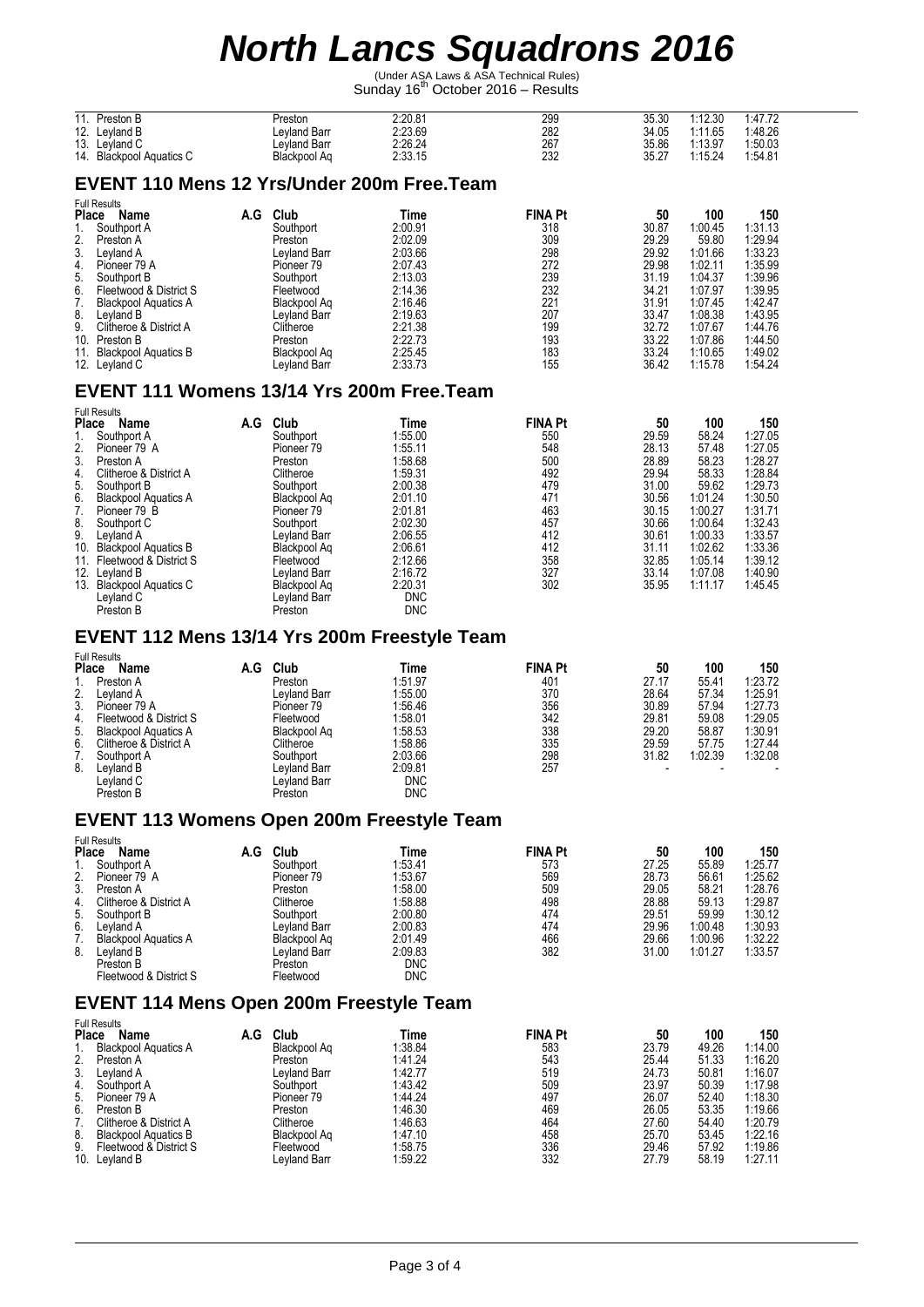# North Lancs Squadrons 2016

(Under ASA Laws & ASA Technical Rules)
Sunday 16th October 2016 – Results

| Place | Name | A.G | Club | Time | FINA Pt | 50 | 100 | 150 |
|---|---|---|---|---|---|---|---|---|
| 11. | Preston B | | Preston | 2:20.81 | 299 | 35.30 | 1:12.30 | 1:47.72 |
| 12. | Leyland B | | Leyland Barr | 2:23.69 | 282 | 34.05 | 1:11.65 | 1:48.26 |
| 13. | Leyland C | | Leyland Barr | 2:26.24 | 267 | 35.86 | 1:13.97 | 1:50.03 |
| 14. | Blackpool Aquatics C | | Blackpool Aq | 2:33.15 | 232 | 35.27 | 1:15.24 | 1:54.81 |

## EVENT 110 Mens 12 Yrs/Under 200m Free.Team

Full Results

| Place | Name | A.G | Club | Time | FINA Pt | 50 | 100 | 150 |
|---|---|---|---|---|---|---|---|---|
| 1. | Southport A | | Southport | 2:00.91 | 318 | 30.87 | 1:00.45 | 1:31.13 |
| 2. | Preston A | | Preston | 2:02.09 | 309 | 29.29 | 59.80 | 1:29.94 |
| 3. | Leyland A | | Leyland Barr | 2:03.66 | 298 | 29.92 | 1:01.66 | 1:33.23 |
| 4. | Pioneer 79 A | | Pioneer 79 | 2:07.43 | 272 | 29.98 | 1:02.11 | 1:35.99 |
| 5. | Southport B | | Southport | 2:13.03 | 239 | 31.19 | 1:04.37 | 1:39.96 |
| 6. | Fleetwood & District S | | Fleetwood | 2:14.36 | 232 | 34.21 | 1:07.97 | 1:39.95 |
| 7. | Blackpool Aquatics A | | Blackpool Aq | 2:16.46 | 221 | 31.91 | 1:07.45 | 1:42.47 |
| 8. | Leyland B | | Leyland Barr | 2:19.63 | 207 | 33.47 | 1:08.38 | 1:43.95 |
| 9. | Clitheroe & District A | | Clitheroe | 2:21.38 | 199 | 32.72 | 1:07.67 | 1:44.76 |
| 10. | Preston B | | Preston | 2:22.73 | 193 | 33.22 | 1:07.86 | 1:44.50 |
| 11. | Blackpool Aquatics B | | Blackpool Aq | 2:25.45 | 183 | 33.24 | 1:10.65 | 1:49.02 |
| 12. | Leyland C | | Leyland Barr | 2:33.73 | 155 | 36.42 | 1:15.78 | 1:54.24 |

## EVENT 111 Womens 13/14 Yrs 200m Free.Team

Full Results

| Place | Name | A.G | Club | Time | FINA Pt | 50 | 100 | 150 |
|---|---|---|---|---|---|---|---|---|
| 1. | Southport A | | Southport | 1:55.00 | 550 | 29.59 | 58.24 | 1:27.05 |
| 2. | Pioneer 79 A | | Pioneer 79 | 1:55.11 | 548 | 28.13 | 57.48 | 1:27.05 |
| 3. | Preston A | | Preston | 1:58.68 | 500 | 28.89 | 58.23 | 1:28.27 |
| 4. | Clitheroe & District A | | Clitheroe | 1:59.31 | 492 | 29.94 | 58.33 | 1:28.84 |
| 5. | Southport B | | Southport | 2:00.38 | 479 | 31.00 | 59.62 | 1:29.73 |
| 6. | Blackpool Aquatics A | | Blackpool Aq | 2:01.10 | 471 | 30.56 | 1:01.24 | 1:30.50 |
| 7. | Pioneer 79 B | | Pioneer 79 | 2:01.81 | 463 | 30.15 | 1:00.27 | 1:31.71 |
| 8. | Southport C | | Southport | 2:02.30 | 457 | 30.66 | 1:00.64 | 1:32.43 |
| 9. | Leyland A | | Leyland Barr | 2:06.55 | 412 | 30.61 | 1:00.33 | 1:33.57 |
| 10. | Blackpool Aquatics B | | Blackpool Aq | 2:06.61 | 412 | 31.11 | 1:02.62 | 1:33.36 |
| 11. | Fleetwood & District S | | Fleetwood | 2:12.66 | 358 | 32.85 | 1:05.14 | 1:39.12 |
| 12. | Leyland B | | Leyland Barr | 2:16.72 | 327 | 33.14 | 1:07.08 | 1:40.90 |
| 13. | Blackpool Aquatics C | | Blackpool Aq | 2:20.31 | 302 | 35.95 | 1:11.17 | 1:45.45 |
| | Leyland C | | Leyland Barr | DNC | | | | |
| | Preston B | | Preston | DNC | | | | |

## EVENT 112 Mens 13/14 Yrs 200m Freestyle Team

Full Results

| Place | Name | A.G | Club | Time | FINA Pt | 50 | 100 | 150 |
|---|---|---|---|---|---|---|---|---|
| 1. | Preston A | | Preston | 1:51.97 | 401 | 27.17 | 55.41 | 1:23.72 |
| 2. | Leyland A | | Leyland Barr | 1:55.00 | 370 | 28.64 | 57.34 | 1:25.91 |
| 3. | Pioneer 79 A | | Pioneer 79 | 1:56.46 | 356 | 30.89 | 57.94 | 1:27.73 |
| 4. | Fleetwood & District S | | Fleetwood | 1:58.01 | 342 | 29.81 | 59.08 | 1:29.05 |
| 5. | Blackpool Aquatics A | | Blackpool Aq | 1:58.53 | 338 | 29.20 | 58.87 | 1:30.91 |
| 6. | Clitheroe & District A | | Clitheroe | 1:58.86 | 335 | 29.59 | 57.75 | 1:27.44 |
| 7. | Southport A | | Southport | 2:03.66 | 298 | 31.82 | 1:02.39 | 1:32.08 |
| 8. | Leyland B | | Leyland Barr | 2:09.81 | 257 | - | - | - |
| | Leyland C | | Leyland Barr | DNC | | | | |
| | Preston B | | Preston | DNC | | | | |

## EVENT 113 Womens Open 200m Freestyle Team

Full Results

| Place | Name | A.G | Club | Time | FINA Pt | 50 | 100 | 150 |
|---|---|---|---|---|---|---|---|---|
| 1. | Southport A | | Southport | 1:53.41 | 573 | 27.25 | 55.89 | 1:25.77 |
| 2. | Pioneer 79 A | | Pioneer 79 | 1:53.67 | 569 | 28.73 | 56.61 | 1:25.62 |
| 3. | Preston A | | Preston | 1:58.00 | 509 | 29.05 | 58.21 | 1:28.76 |
| 4. | Clitheroe & District A | | Clitheroe | 1:58.88 | 498 | 28.88 | 59.13 | 1:29.87 |
| 5. | Southport B | | Southport | 2:00.80 | 474 | 29.51 | 59.99 | 1:30.12 |
| 6. | Leyland A | | Leyland Barr | 2:00.83 | 474 | 29.96 | 1:00.48 | 1:30.93 |
| 7. | Blackpool Aquatics A | | Blackpool Aq | 2:01.49 | 466 | 29.66 | 1:00.96 | 1:32.22 |
| 8. | Leyland B | | Leyland Barr | 2:09.83 | 382 | 31.00 | 1:01.27 | 1:33.57 |
| | Preston B | | Preston | DNC | | | | |
| | Fleetwood & District S | | Fleetwood | DNC | | | | |

## EVENT 114 Mens Open 200m Freestyle Team

Full Results

| Place | Name | A.G | Club | Time | FINA Pt | 50 | 100 | 150 |
|---|---|---|---|---|---|---|---|---|
| 1. | Blackpool Aquatics A | | Blackpool Aq | 1:38.84 | 583 | 23.79 | 49.26 | 1:14.00 |
| 2. | Preston A | | Preston | 1:41.24 | 543 | 25.44 | 51.33 | 1:16.20 |
| 3. | Leyland A | | Leyland Barr | 1:42.77 | 519 | 24.73 | 50.81 | 1:16.07 |
| 4. | Southport A | | Southport | 1:43.42 | 509 | 23.97 | 50.39 | 1:17.98 |
| 5. | Pioneer 79 A | | Pioneer 79 | 1:44.24 | 497 | 26.07 | 52.40 | 1:18.30 |
| 6. | Preston B | | Preston | 1:46.30 | 469 | 26.05 | 53.35 | 1:19.66 |
| 7. | Clitheroe & District A | | Clitheroe | 1:46.63 | 464 | 27.60 | 54.40 | 1:20.79 |
| 8. | Blackpool Aquatics B | | Blackpool Aq | 1:47.10 | 458 | 25.70 | 53.45 | 1:22.16 |
| 9. | Fleetwood & District S | | Fleetwood | 1:58.75 | 336 | 29.46 | 57.92 | 1:19.86 |
| 10. | Leyland B | | Leyland Barr | 1:59.22 | 332 | 27.79 | 58.19 | 1:27.11 |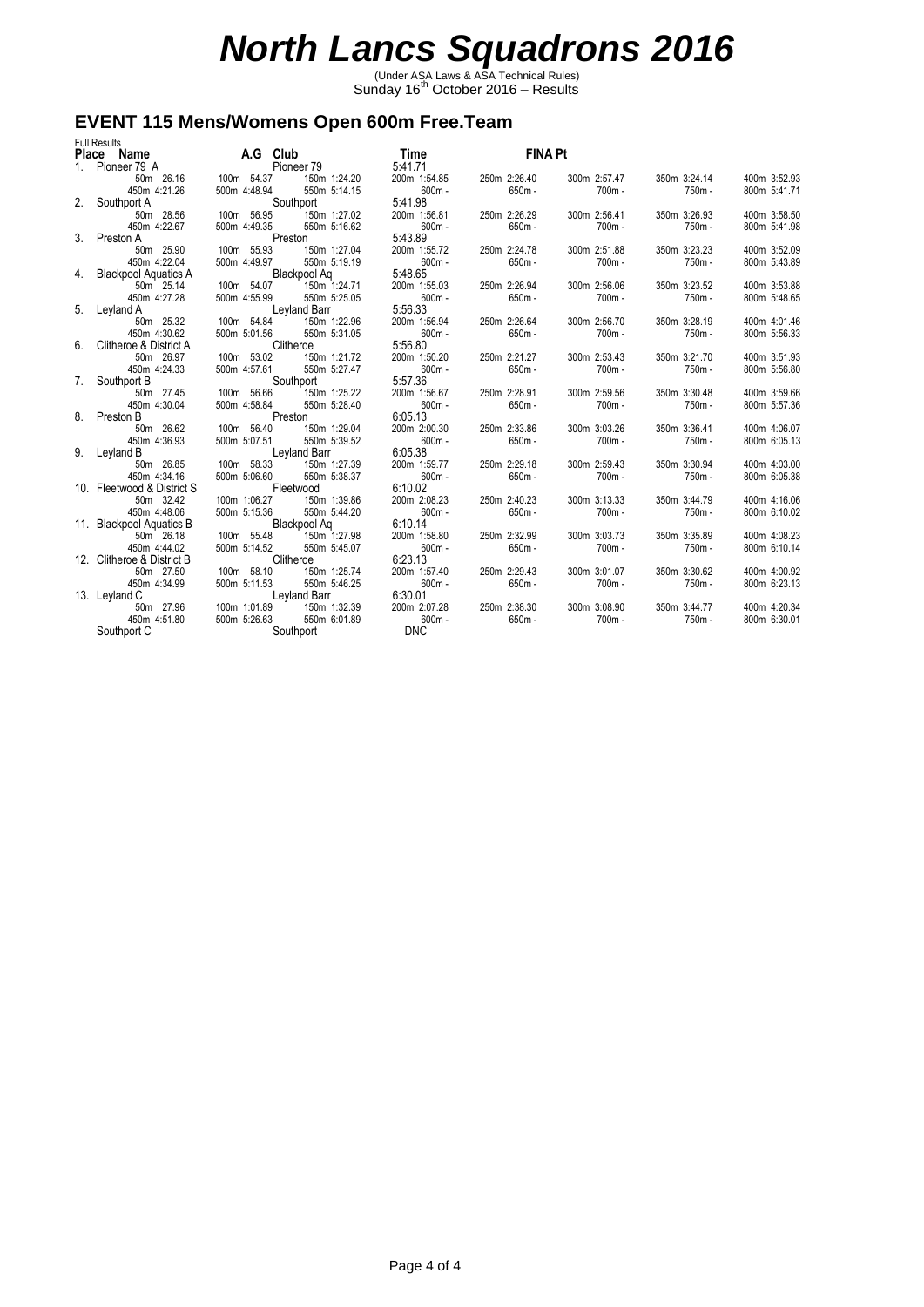# North Lancs Squadrons 2016

(Under ASA Laws & ASA Technical Rules)
Sunday 16th October 2016 – Results

## EVENT 115 Mens/Womens Open 600m Free.Team

Full Results

| Place | Name | A.G | Club | Time | FINA Pt | | | |
|---|---|---|---|---|---|---|---|---|
| 1. | Pioneer 79 A | | Pioneer 79 | 5:41.71 | | | | |
| | 50m 26.16 | 100m 54.37 | 150m 1:24.20 | 200m 1:54.85 | 250m 2:26.40 | 300m 2:57.47 | 350m 3:24.14 | 400m 3:52.93 |
| | 450m 4:21.26 | 500m 4:48.94 | 550m 5:14.15 | 600m - | 650m - | 700m - | 750m - | 800m 5:41.71 |
| 2. | Southport A | | Southport | 5:41.98 | | | | |
| | 50m 28.56 | 100m 56.95 | 150m 1:27.02 | 200m 1:56.81 | 250m 2:26.29 | 300m 2:56.41 | 350m 3:26.93 | 400m 3:58.50 |
| | 450m 4:22.67 | 500m 4:49.35 | 550m 5:16.62 | 600m - | 650m - | 700m - | 750m - | 800m 5:41.98 |
| 3. | Preston A | | Preston | 5:43.89 | | | | |
| | 50m 25.90 | 100m 55.93 | 150m 1:27.04 | 200m 1:55.72 | 250m 2:24.78 | 300m 2:51.88 | 350m 3:23.23 | 400m 3:52.09 |
| | 450m 4:22.04 | 500m 4:49.97 | 550m 5:19.19 | 600m - | 650m - | 700m - | 750m - | 800m 5:43.89 |
| 4. | Blackpool Aquatics A | | Blackpool Aq | 5:48.65 | | | | |
| | 50m 25.14 | 100m 54.07 | 150m 1:24.71 | 200m 1:55.03 | 250m 2:26.94 | 300m 2:56.06 | 350m 3:23.52 | 400m 3:53.88 |
| | 450m 4:27.28 | 500m 4:55.99 | 550m 5:25.05 | 600m - | 650m - | 700m - | 750m - | 800m 5:48.65 |
| 5. | Leyland A | | Leyland Barr | 5:56.33 | | | | |
| | 50m 25.32 | 100m 54.84 | 150m 1:22.96 | 200m 1:56.94 | 250m 2:26.64 | 300m 2:56.70 | 350m 3:28.19 | 400m 4:01.46 |
| | 450m 4:30.62 | 500m 5:01.56 | 550m 5:31.05 | 600m - | 650m - | 700m - | 750m - | 800m 5:56.33 |
| 6. | Clitheroe & District A | | Clitheroe | 5:56.80 | | | | |
| | 50m 26.97 | 100m 53.02 | 150m 1:21.72 | 200m 1:50.20 | 250m 2:21.27 | 300m 2:53.43 | 350m 3:21.70 | 400m 3:51.93 |
| | 450m 4:24.33 | 500m 4:57.61 | 550m 5:27.47 | 600m - | 650m - | 700m - | 750m - | 800m 5:56.80 |
| 7. | Southport B | | Southport | 5:57.36 | | | | |
| | 50m 27.45 | 100m 56.66 | 150m 1:25.22 | 200m 1:56.67 | 250m 2:28.91 | 300m 2:59.56 | 350m 3:30.48 | 400m 3:59.66 |
| | 450m 4:30.04 | 500m 4:58.84 | 550m 5:28.40 | 600m - | 650m - | 700m - | 750m - | 800m 5:57.36 |
| 8. | Preston B | | Preston | 6:05.13 | | | | |
| | 50m 26.62 | 100m 56.40 | 150m 1:29.04 | 200m 2:00.30 | 250m 2:33.86 | 300m 3:03.26 | 350m 3:36.41 | 400m 4:06.07 |
| | 450m 4:36.93 | 500m 5:07.51 | 550m 5:39.52 | 600m - | 650m - | 700m - | 750m - | 800m 6:05.13 |
| 9. | Leyland B | | Leyland Barr | 6:05.38 | | | | |
| | 50m 26.85 | 100m 58.33 | 150m 1:27.39 | 200m 1:59.77 | 250m 2:29.18 | 300m 2:59.43 | 350m 3:30.94 | 400m 4:03.00 |
| | 450m 4:34.16 | 500m 5:06.60 | 550m 5:38.37 | 600m - | 650m - | 700m - | 750m - | 800m 6:05.38 |
| 10. | Fleetwood & District S | | Fleetwood | 6:10.02 | | | | |
| | 50m 32.42 | 100m 1:06.27 | 150m 1:39.86 | 200m 2:08.23 | 250m 2:40.23 | 300m 3:13.33 | 350m 3:44.79 | 400m 4:16.06 |
| | 450m 4:48.06 | 500m 5:15.36 | 550m 5:44.20 | 600m - | 650m - | 700m - | 750m - | 800m 6:10.02 |
| 11. | Blackpool Aquatics B | | Blackpool Aq | 6:10.14 | | | | |
| | 50m 26.18 | 100m 55.48 | 150m 1:27.98 | 200m 1:58.80 | 250m 2:32.99 | 300m 3:03.73 | 350m 3:35.89 | 400m 4:08.23 |
| | 450m 4:44.02 | 500m 5:14.52 | 550m 5:45.07 | 600m - | 650m - | 700m - | 750m - | 800m 6:10.14 |
| 12. | Clitheroe & District B | | Clitheroe | 6:23.13 | | | | |
| | 50m 27.50 | 100m 58.10 | 150m 1:25.74 | 200m 1:57.40 | 250m 2:29.43 | 300m 3:01.07 | 350m 3:30.62 | 400m 4:00.92 |
| | 450m 4:34.99 | 500m 5:11.53 | 550m 5:46.25 | 600m - | 650m - | 700m - | 750m - | 800m 6:23.13 |
| 13. | Leyland C | | Leyland Barr | 6:30.01 | | | | |
| | 50m 27.96 | 100m 1:01.89 | 150m 1:32.39 | 200m 2:07.28 | 250m 2:38.30 | 300m 3:08.90 | 350m 3:44.77 | 400m 4:20.34 |
| | 450m 4:51.80 | 500m 5:26.63 | 550m 6:01.89 | 600m - | 650m - | 700m - | 750m - | 800m 6:30.01 |
| | Southport C | | Southport | DNC | | | | |